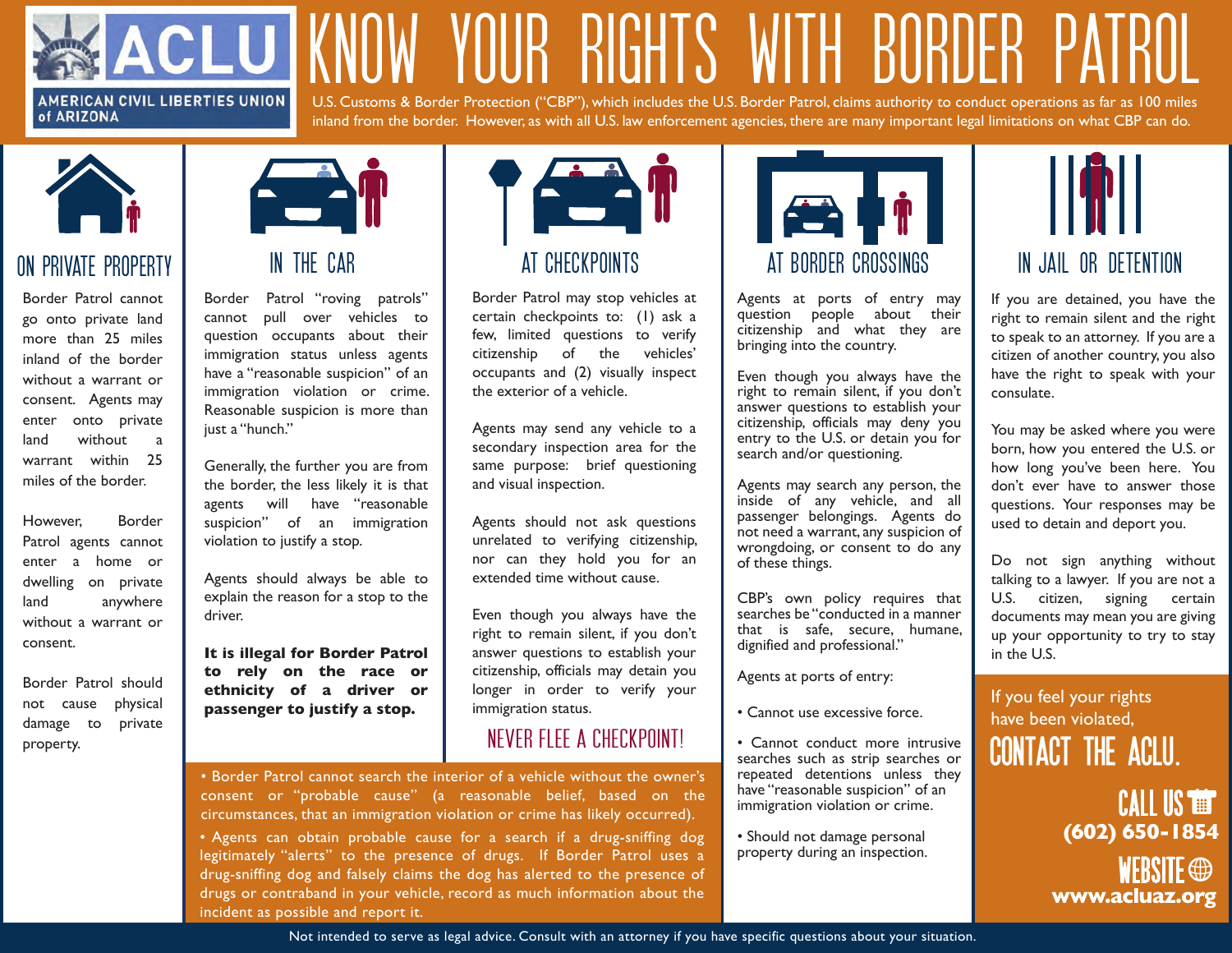**ACLU** — AMERICAN CIVIL LIBERTIES UNION of ARIZONA

# KNOW YOUR RIGHTS WITH BORDER PATROL

U.S. Customs & Border Protection ("CBP"), which includes the U.S. Border Patrol, claims authority to conduct operations as far as 100 miles inland from the border. However, as with all U.S. law enforcement agencies, there are many important legal limitations on what CBP can do.

## ON PRIVATE PROPERTY

Border Patrol cannot go onto private land more than 25 miles inland of the border without a warrant or consent. Agents may enter onto private land without a warrant within 25 miles of the border.

However, Border Patrol agents cannot enter a home or dwelling on private land anywhere without a warrant or consent.

Border Patrol should not cause physical damage to private property.

## IN THE CAR

Border Patrol "roving patrols" cannot pull over vehicles to question occupants about their immigration status unless agents have a "reasonable suspicion" of an immigration violation or crime. Reasonable suspicion is more than just a "hunch."

Generally, the further you are from the border, the less likely it is that agents will have "reasonable suspicion" of an immigration violation to justify a stop.

Agents should always be able to explain the reason for a stop to the driver.

**It is illegal for Border Patrol to rely on the race or ethnicity of a driver or passenger to justify a stop.**

## AT CHECKPOINTS

Border Patrol may stop vehicles at certain checkpoints to: (1) ask a few, limited questions to verify citizenship of the vehicles' occupants and (2) visually inspect the exterior of a vehicle.

Agents may send any vehicle to a secondary inspection area for the same purpose: brief questioning and visual inspection.

Agents should not ask questions unrelated to verifying citizenship, nor can they hold you for an extended time without cause.

Even though you always have the right to remain silent, if you don't answer questions to establish your citizenship, officials may detain you longer in order to verify your immigration status.

### NEVER FLEE A CHECKPOINT!

- Border Patrol cannot search the interior of a vehicle without the owner's consent or "probable cause" (a reasonable belief, based on the circumstances, that an immigration violation or crime has likely occurred).
- Agents can obtain probable cause for a search if a drug-sniffing dog legitimately "alerts" to the presence of drugs. If Border Patrol uses a drug-sniffing dog and falsely claims the dog has alerted to the presence of drugs or contraband in your vehicle, record as much information about the incident as possible and report it.

## AT BORDER CROSSINGS

Agents at ports of entry may question people about their citizenship and what they are bringing into the country.

Even though you always have the right to remain silent, if you don't answer questions to establish your citizenship, officials may deny you entry to the U.S. or detain you for search and/or questioning.

Agents may search any person, the inside of any vehicle, and all passenger belongings. Agents do not need a warrant, any suspicion of wrongdoing, or consent to do any of these things.

CBP's own policy requires that searches be "conducted in a manner that is safe, secure, humane, dignified and professional."

Agents at ports of entry:

- Cannot use excessive force.
- Cannot conduct more intrusive searches such as strip searches or repeated detentions unless they have "reasonable suspicion" of an immigration violation or crime.
- Should not damage personal property during an inspection.

## IN JAIL OR DETENTION

If you are detained, you have the right to remain silent and the right to speak to an attorney. If you are a citizen of another country, you also have the right to speak with your consulate.

You may be asked where you were born, how you entered the U.S. or how long you've been here. You don't ever have to answer those questions. Your responses may be used to detain and deport you.

Do not sign anything without talking to a lawyer. If you are not a U.S. citizen, signing certain documents may mean you are giving up your opportunity to try to stay in the U.S.

If you feel your rights have been violated,

## CONTACT THE ACLU.

**CALL US**
**(602) 650-1854**

**WEBSITE**
**www.acluaz.org**

Not intended to serve as legal advice. Consult with an attorney if you have specific questions about your situation.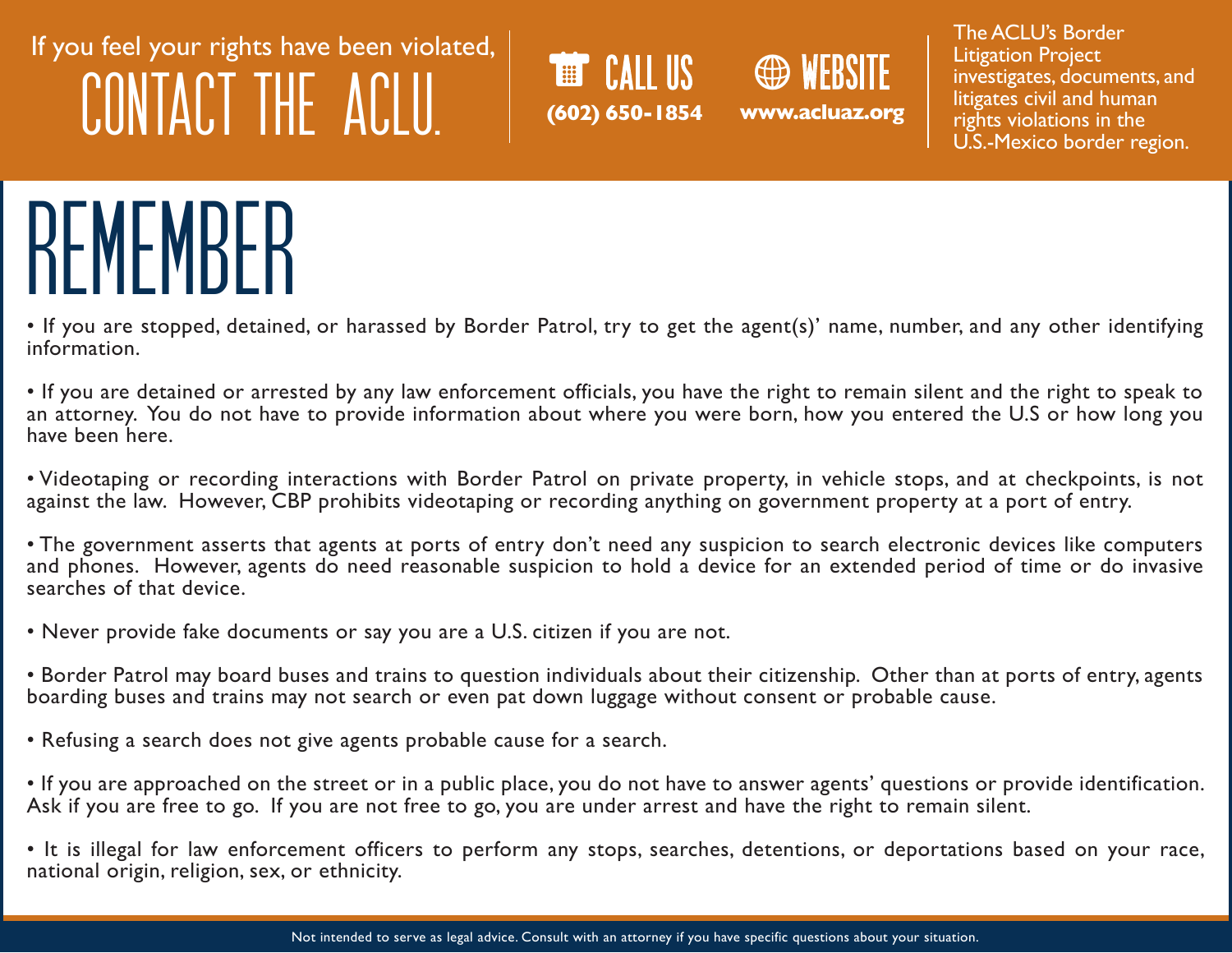If you feel your rights have been violated,

# CONTACT THE ACLU.

**CALL US**
**(602) 650-1854**

**WEBSITE**
**www.acluaz.org**

The ACLU's Border Litigation Project investigates, documents, and litigates civil and human rights violations in the U.S.-Mexico border region.

# REMEMBER

- If you are stopped, detained, or harassed by Border Patrol, try to get the agent(s)' name, number, and any other identifying information.

- If you are detained or arrested by any law enforcement officials, you have the right to remain silent and the right to speak to an attorney. You do not have to provide information about where you were born, how you entered the U.S or how long you have been here.

- Videotaping or recording interactions with Border Patrol on private property, in vehicle stops, and at checkpoints, is not against the law. However, CBP prohibits videotaping or recording anything on government property at a port of entry.

- The government asserts that agents at ports of entry don't need any suspicion to search electronic devices like computers and phones. However, agents do need reasonable suspicion to hold a device for an extended period of time or do invasive searches of that device.

- Never provide fake documents or say you are a U.S. citizen if you are not.

- Border Patrol may board buses and trains to question individuals about their citizenship. Other than at ports of entry, agents boarding buses and trains may not search or even pat down luggage without consent or probable cause.

- Refusing a search does not give agents probable cause for a search.

- If you are approached on the street or in a public place, you do not have to answer agents' questions or provide identification. Ask if you are free to go. If you are not free to go, you are under arrest and have the right to remain silent.

- It is illegal for law enforcement officers to perform any stops, searches, detentions, or deportations based on your race, national origin, religion, sex, or ethnicity.

Not intended to serve as legal advice. Consult with an attorney if you have specific questions about your situation.